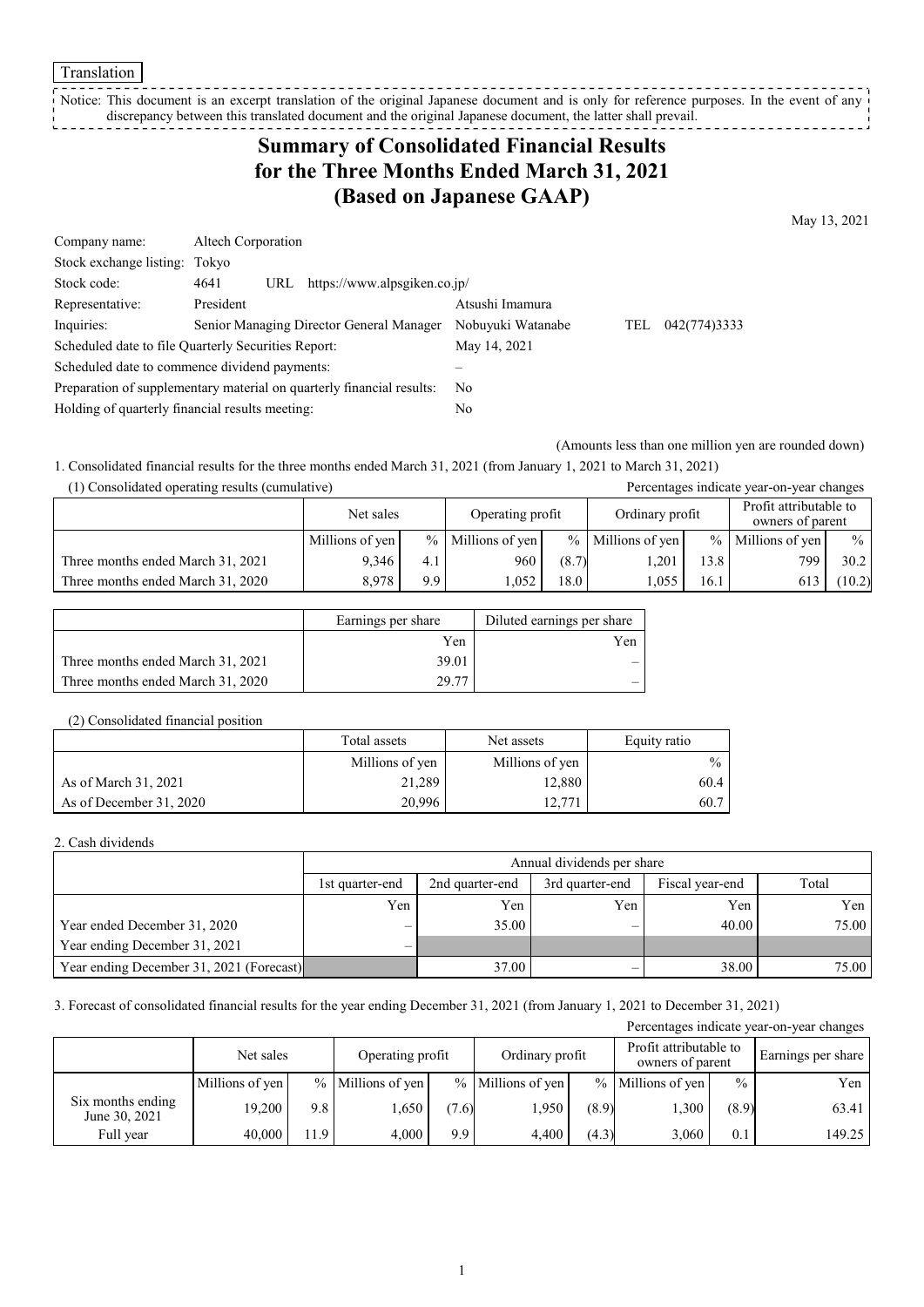Translation

Notice: This document is an excerpt translation of the original Japanese document and is only for reference purposes. In the event of any discrepancy between this translated document and the original Japanese document, the latter shall prevail.

# Summary of Consolidated Financial Results for the Three Months Ended March 31, 2021 (Based on Japanese GAAP)

May 13, 2021

| | | | |
|---|---|---|---|
| Company name: | Altech Corporation | | |
| Stock exchange listing: | Tokyo | | |
| Stock code: | 4641 URL https://www.alpsgiken.co.jp/ | | |
| Representative: | President | Atsushi Imamura | |
| Inquiries: | Senior Managing Director General Manager | Nobuyuki Watanabe | TEL 042(774)3333 |
| Scheduled date to file Quarterly Securities Report: | | May 14, 2021 | |
| Scheduled date to commence dividend payments: | | – | |
| Preparation of supplementary material on quarterly financial results: | | No | |
| Holding of quarterly financial results meeting: | | No | |

(Amounts less than one million yen are rounded down)

1. Consolidated financial results for the three months ended March 31, 2021 (from January 1, 2021 to March 31, 2021)

(1) Consolidated operating results (cumulative)

Percentages indicate year-on-year changes

| | Net sales | | Operating profit | | Ordinary profit | | Profit attributable to owners of parent | |
|---|---|---|---|---|---|---|---|---|
| | Millions of yen | % | Millions of yen | % | Millions of yen | % | Millions of yen | % |
| Three months ended March 31, 2021 | 9,346 | 4.1 | 960 | (8.7) | 1,201 | 13.8 | 799 | 30.2 |
| Three months ended March 31, 2020 | 8,978 | 9.9 | 1,052 | 18.0 | 1,055 | 16.1 | 613 | (10.2) |

| | Earnings per share | Diluted earnings per share |
|---|---|---|
| | Yen | Yen |
| Three months ended March 31, 2021 | 39.01 | – |
| Three months ended March 31, 2020 | 29.77 | – |

(2) Consolidated financial position

| | Total assets | Net assets | Equity ratio |
|---|---|---|---|
| | Millions of yen | Millions of yen | % |
| As of March 31, 2021 | 21,289 | 12,880 | 60.4 |
| As of December 31, 2020 | 20,996 | 12,771 | 60.7 |

2. Cash dividends

| | Annual dividends per share | | | | |
|---|---|---|---|---|---|
| | 1st quarter-end | 2nd quarter-end | 3rd quarter-end | Fiscal year-end | Total |
| | Yen | Yen | Yen | Yen | Yen |
| Year ended December 31, 2020 | – | 35.00 | – | 40.00 | 75.00 |
| Year ending December 31, 2021 | – | | | | |
| Year ending December 31, 2021 (Forecast) | | 37.00 | – | 38.00 | 75.00 |

3. Forecast of consolidated financial results for the year ending December 31, 2021 (from January 1, 2021 to December 31, 2021)

Percentages indicate year-on-year changes

| | Net sales | | Operating profit | | Ordinary profit | | Profit attributable to owners of parent | | Earnings per share |
|---|---|---|---|---|---|---|---|---|---|
| | Millions of yen | % | Millions of yen | % | Millions of yen | % | Millions of yen | % | Yen |
| Six months ending June 30, 2021 | 19,200 | 9.8 | 1,650 | (7.6) | 1,950 | (8.9) | 1,300 | (8.9) | 63.41 |
| Full year | 40,000 | 11.9 | 4,000 | 9.9 | 4,400 | (4.3) | 3,060 | 0.1 | 149.25 |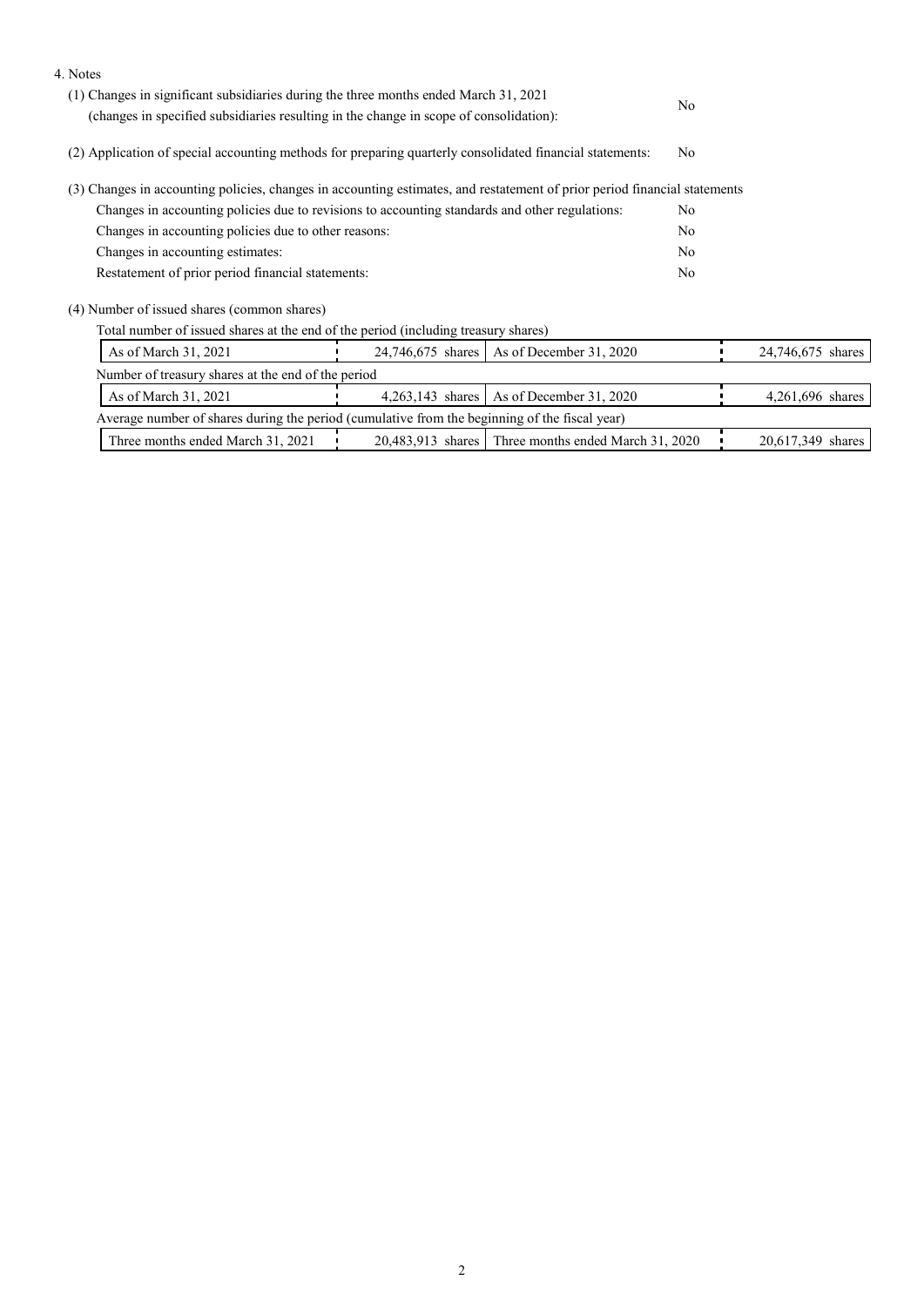4. Notes

(1) Changes in significant subsidiaries during the three months ended March 31, 2021 (changes in specified subsidiaries resulting in the change in scope of consolidation): No

(2) Application of special accounting methods for preparing quarterly consolidated financial statements: No

(3) Changes in accounting policies, changes in accounting estimates, and restatement of prior period financial statements

| | |
|---|---|
| Changes in accounting policies due to revisions to accounting standards and other regulations: | No |
| Changes in accounting policies due to other reasons: | No |
| Changes in accounting estimates: | No |
| Restatement of prior period financial statements: | No |

(4) Number of issued shares (common shares)

Total number of issued shares at the end of the period (including treasury shares)

| | | | |
|---|---|---|---|
| As of March 31, 2021 | 24,746,675 shares | As of December 31, 2020 | 24,746,675 shares |

Number of treasury shares at the end of the period

| | | | |
|---|---|---|---|
| As of March 31, 2021 | 4,263,143 shares | As of December 31, 2020 | 4,261,696 shares |

Average number of shares during the period (cumulative from the beginning of the fiscal year)

| | | | |
|---|---|---|---|
| Three months ended March 31, 2021 | 20,483,913 shares | Three months ended March 31, 2020 | 20,617,349 shares |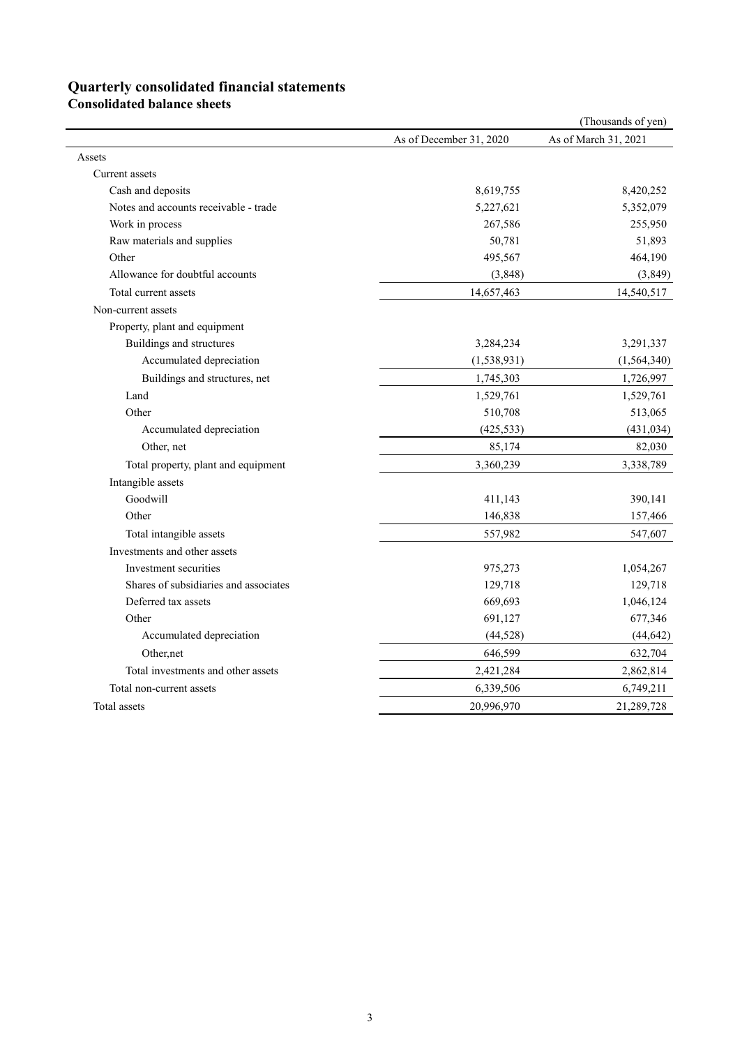## Quarterly consolidated financial statements

### Consolidated balance sheets

(Thousands of yen)

| | As of December 31, 2020 | As of March 31, 2021 |
|---|---|---|
| Assets | | |
| Current assets | | |
| Cash and deposits | 8,619,755 | 8,420,252 |
| Notes and accounts receivable - trade | 5,227,621 | 5,352,079 |
| Work in process | 267,586 | 255,950 |
| Raw materials and supplies | 50,781 | 51,893 |
| Other | 495,567 | 464,190 |
| Allowance for doubtful accounts | (3,848) | (3,849) |
| Total current assets | 14,657,463 | 14,540,517 |
| Non-current assets | | |
| Property, plant and equipment | | |
| Buildings and structures | 3,284,234 | 3,291,337 |
| Accumulated depreciation | (1,538,931) | (1,564,340) |
| Buildings and structures, net | 1,745,303 | 1,726,997 |
| Land | 1,529,761 | 1,529,761 |
| Other | 510,708 | 513,065 |
| Accumulated depreciation | (425,533) | (431,034) |
| Other, net | 85,174 | 82,030 |
| Total property, plant and equipment | 3,360,239 | 3,338,789 |
| Intangible assets | | |
| Goodwill | 411,143 | 390,141 |
| Other | 146,838 | 157,466 |
| Total intangible assets | 557,982 | 547,607 |
| Investments and other assets | | |
| Investment securities | 975,273 | 1,054,267 |
| Shares of subsidiaries and associates | 129,718 | 129,718 |
| Deferred tax assets | 669,693 | 1,046,124 |
| Other | 691,127 | 677,346 |
| Accumulated depreciation | (44,528) | (44,642) |
| Other,net | 646,599 | 632,704 |
| Total investments and other assets | 2,421,284 | 2,862,814 |
| Total non-current assets | 6,339,506 | 6,749,211 |
| Total assets | 20,996,970 | 21,289,728 |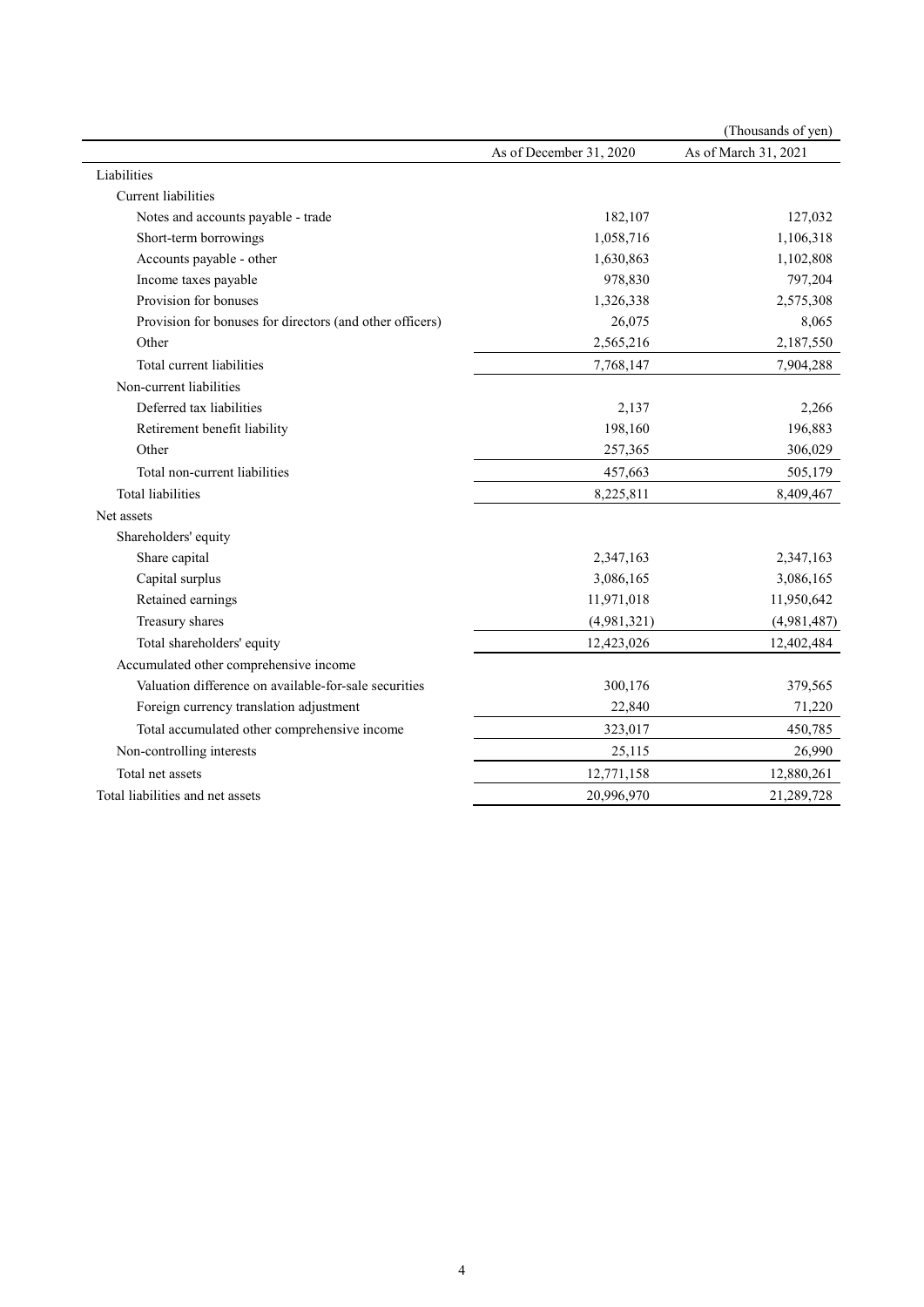(Thousands of yen)

| | As of December 31, 2020 | As of March 31, 2021 |
|---|---|---|
| Liabilities | | |
| Current liabilities | | |
| Notes and accounts payable - trade | 182,107 | 127,032 |
| Short-term borrowings | 1,058,716 | 1,106,318 |
| Accounts payable - other | 1,630,863 | 1,102,808 |
| Income taxes payable | 978,830 | 797,204 |
| Provision for bonuses | 1,326,338 | 2,575,308 |
| Provision for bonuses for directors (and other officers) | 26,075 | 8,065 |
| Other | 2,565,216 | 2,187,550 |
| Total current liabilities | 7,768,147 | 7,904,288 |
| Non-current liabilities | | |
| Deferred tax liabilities | 2,137 | 2,266 |
| Retirement benefit liability | 198,160 | 196,883 |
| Other | 257,365 | 306,029 |
| Total non-current liabilities | 457,663 | 505,179 |
| Total liabilities | 8,225,811 | 8,409,467 |
| Net assets | | |
| Shareholders' equity | | |
| Share capital | 2,347,163 | 2,347,163 |
| Capital surplus | 3,086,165 | 3,086,165 |
| Retained earnings | 11,971,018 | 11,950,642 |
| Treasury shares | (4,981,321) | (4,981,487) |
| Total shareholders' equity | 12,423,026 | 12,402,484 |
| Accumulated other comprehensive income | | |
| Valuation difference on available-for-sale securities | 300,176 | 379,565 |
| Foreign currency translation adjustment | 22,840 | 71,220 |
| Total accumulated other comprehensive income | 323,017 | 450,785 |
| Non-controlling interests | 25,115 | 26,990 |
| Total net assets | 12,771,158 | 12,880,261 |
| Total liabilities and net assets | 20,996,970 | 21,289,728 |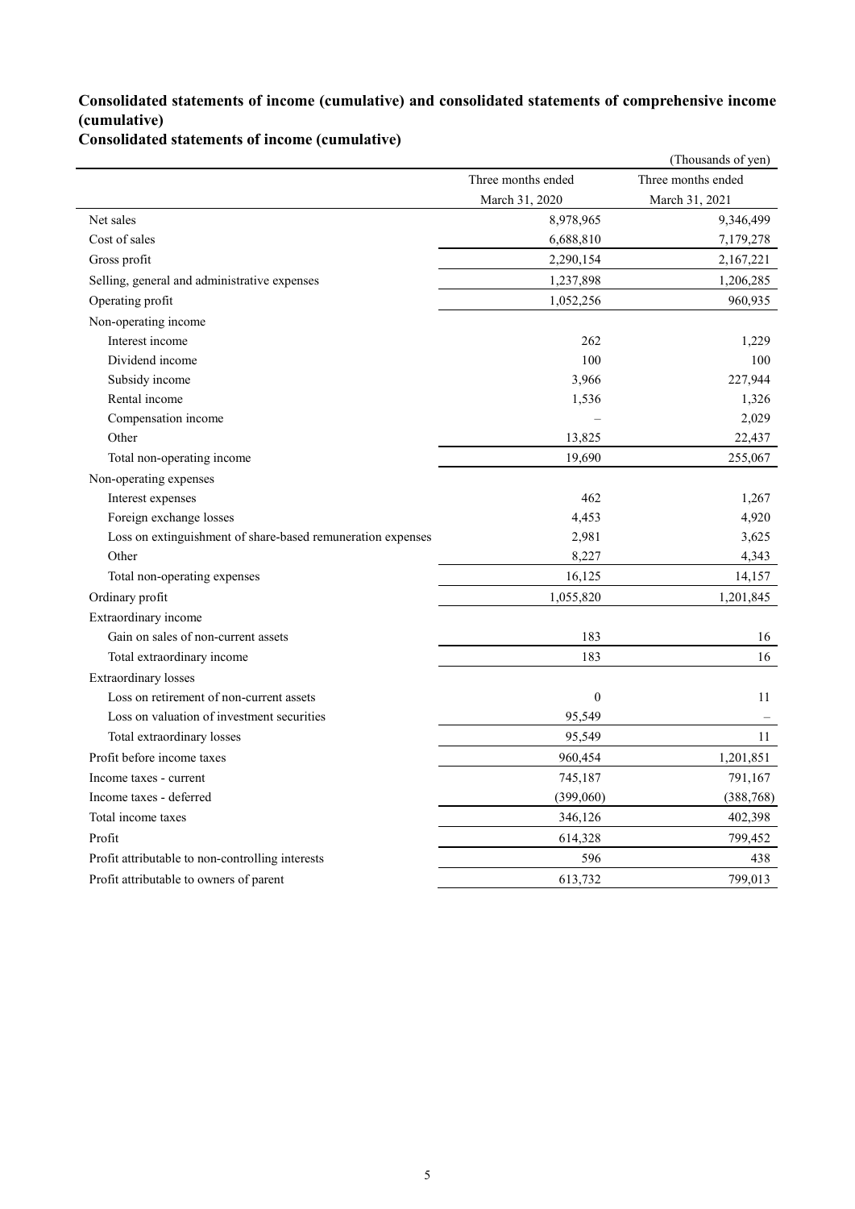## Consolidated statements of income (cumulative) and consolidated statements of comprehensive income (cumulative)

### Consolidated statements of income (cumulative)

(Thousands of yen)

| | Three months ended March 31, 2020 | Three months ended March 31, 2021 |
|---|---|---|
| Net sales | 8,978,965 | 9,346,499 |
| Cost of sales | 6,688,810 | 7,179,278 |
| Gross profit | 2,290,154 | 2,167,221 |
| Selling, general and administrative expenses | 1,237,898 | 1,206,285 |
| Operating profit | 1,052,256 | 960,935 |
| Non-operating income | | |
| Interest income | 262 | 1,229 |
| Dividend income | 100 | 100 |
| Subsidy income | 3,966 | 227,944 |
| Rental income | 1,536 | 1,326 |
| Compensation income | – | 2,029 |
| Other | 13,825 | 22,437 |
| Total non-operating income | 19,690 | 255,067 |
| Non-operating expenses | | |
| Interest expenses | 462 | 1,267 |
| Foreign exchange losses | 4,453 | 4,920 |
| Loss on extinguishment of share-based remuneration expenses | 2,981 | 3,625 |
| Other | 8,227 | 4,343 |
| Total non-operating expenses | 16,125 | 14,157 |
| Ordinary profit | 1,055,820 | 1,201,845 |
| Extraordinary income | | |
| Gain on sales of non-current assets | 183 | 16 |
| Total extraordinary income | 183 | 16 |
| Extraordinary losses | | |
| Loss on retirement of non-current assets | 0 | 11 |
| Loss on valuation of investment securities | 95,549 | – |
| Total extraordinary losses | 95,549 | 11 |
| Profit before income taxes | 960,454 | 1,201,851 |
| Income taxes - current | 745,187 | 791,167 |
| Income taxes - deferred | (399,060) | (388,768) |
| Total income taxes | 346,126 | 402,398 |
| Profit | 614,328 | 799,452 |
| Profit attributable to non-controlling interests | 596 | 438 |
| Profit attributable to owners of parent | 613,732 | 799,013 |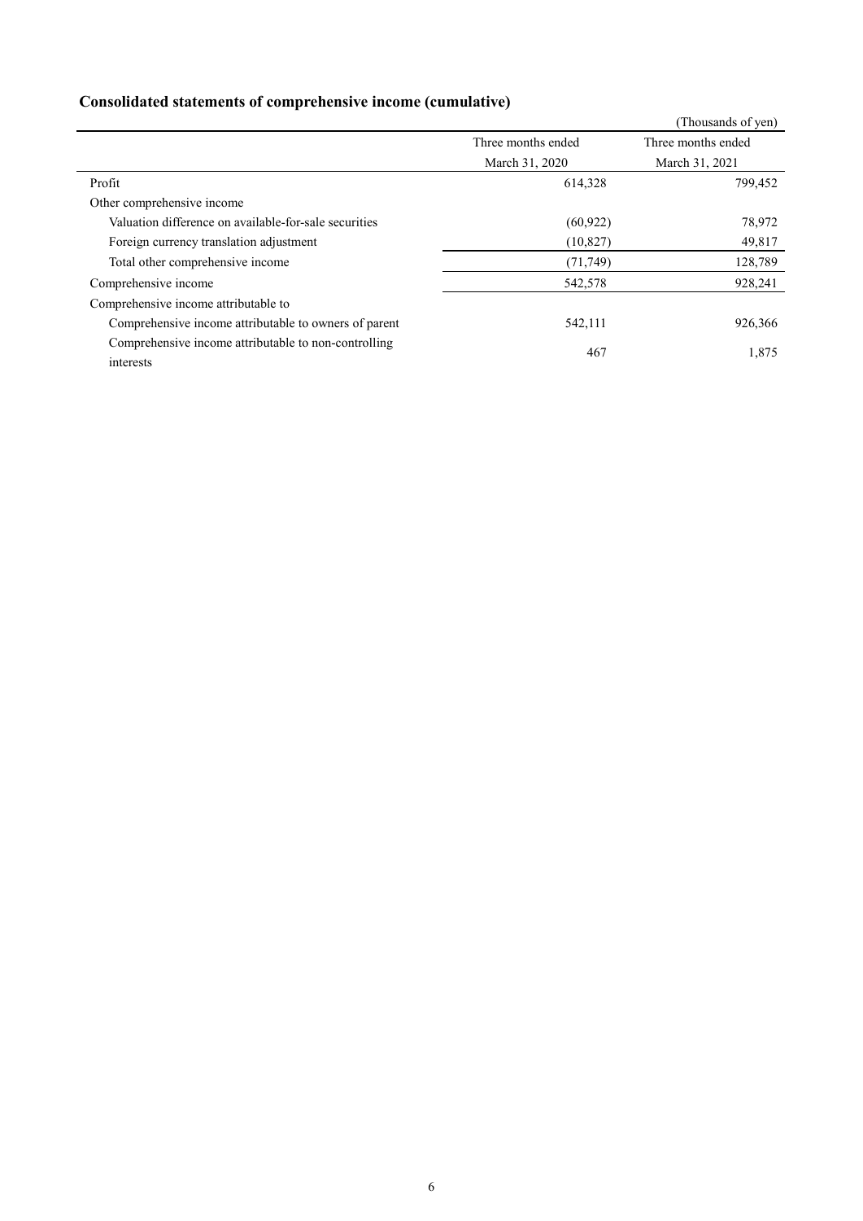## Consolidated statements of comprehensive income (cumulative)

(Thousands of yen)

| | Three months ended March 31, 2020 | Three months ended March 31, 2021 |
|---|---|---|
| Profit | 614,328 | 799,452 |
| Other comprehensive income | | |
| Valuation difference on available-for-sale securities | (60,922) | 78,972 |
| Foreign currency translation adjustment | (10,827) | 49,817 |
| Total other comprehensive income | (71,749) | 128,789 |
| Comprehensive income | 542,578 | 928,241 |
| Comprehensive income attributable to | | |
| Comprehensive income attributable to owners of parent | 542,111 | 926,366 |
| Comprehensive income attributable to non-controlling interests | 467 | 1,875 |